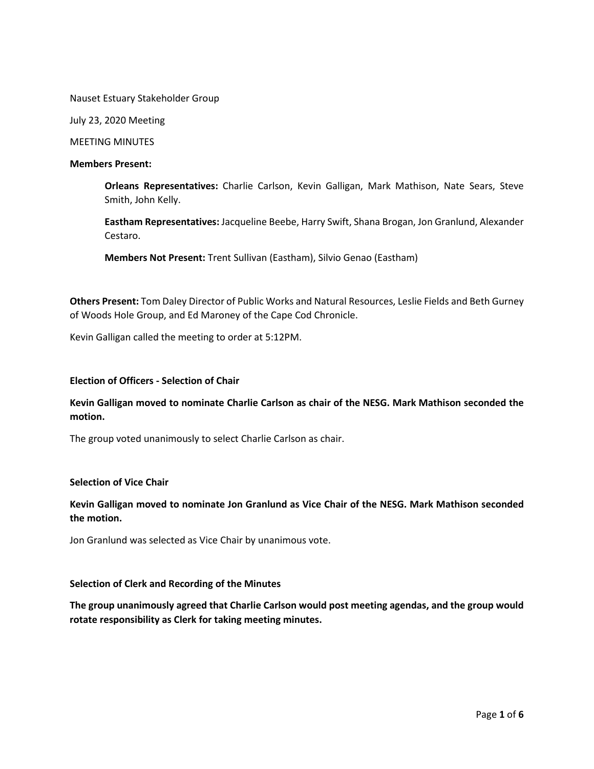Nauset Estuary Stakeholder Group

July 23, 2020 Meeting

MEETING MINUTES

**Members Present:**

> **Orleans Representatives:** Charlie Carlson, Kevin Galligan, Mark Mathison, Nate Sears, Steve Smith, John Kelly.
>
> **Eastham Representatives:** Jacqueline Beebe, Harry Swift, Shana Brogan, Jon Granlund, Alexander Cestaro.
>
> **Members Not Present:** Trent Sullivan (Eastham), Silvio Genao (Eastham)

**Others Present:** Tom Daley Director of Public Works and Natural Resources, Leslie Fields and Beth Gurney of Woods Hole Group, and Ed Maroney of the Cape Cod Chronicle.

Kevin Galligan called the meeting to order at 5:12PM.

**Election of Officers - Selection of Chair**

**Kevin Galligan moved to nominate Charlie Carlson as chair of the NESG. Mark Mathison seconded the motion.**

The group voted unanimously to select Charlie Carlson as chair.

**Selection of Vice Chair**

**Kevin Galligan moved to nominate Jon Granlund as Vice Chair of the NESG. Mark Mathison seconded the motion.**

Jon Granlund was selected as Vice Chair by unanimous vote.

**Selection of Clerk and Recording of the Minutes**

**The group unanimously agreed that Charlie Carlson would post meeting agendas, and the group would rotate responsibility as Clerk for taking meeting minutes.**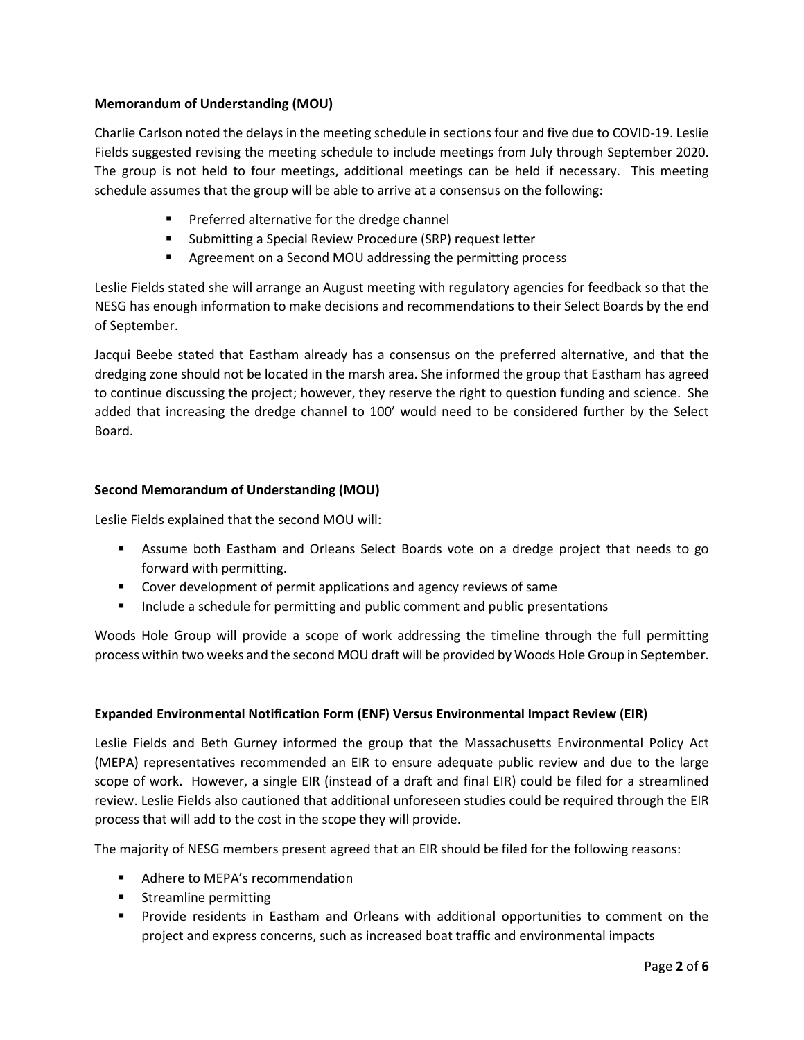**Memorandum of Understanding (MOU)**

Charlie Carlson noted the delays in the meeting schedule in sections four and five due to COVID-19. Leslie Fields suggested revising the meeting schedule to include meetings from July through September 2020. The group is not held to four meetings, additional meetings can be held if necessary. This meeting schedule assumes that the group will be able to arrive at a consensus on the following:

- Preferred alternative for the dredge channel
- Submitting a Special Review Procedure (SRP) request letter
- Agreement on a Second MOU addressing the permitting process

Leslie Fields stated she will arrange an August meeting with regulatory agencies for feedback so that the NESG has enough information to make decisions and recommendations to their Select Boards by the end of September.

Jacqui Beebe stated that Eastham already has a consensus on the preferred alternative, and that the dredging zone should not be located in the marsh area. She informed the group that Eastham has agreed to continue discussing the project; however, they reserve the right to question funding and science. She added that increasing the dredge channel to 100' would need to be considered further by the Select Board.

**Second Memorandum of Understanding (MOU)**

Leslie Fields explained that the second MOU will:

- Assume both Eastham and Orleans Select Boards vote on a dredge project that needs to go forward with permitting.
- Cover development of permit applications and agency reviews of same
- Include a schedule for permitting and public comment and public presentations

Woods Hole Group will provide a scope of work addressing the timeline through the full permitting process within two weeks and the second MOU draft will be provided by Woods Hole Group in September.

**Expanded Environmental Notification Form (ENF) Versus Environmental Impact Review (EIR)**

Leslie Fields and Beth Gurney informed the group that the Massachusetts Environmental Policy Act (MEPA) representatives recommended an EIR to ensure adequate public review and due to the large scope of work. However, a single EIR (instead of a draft and final EIR) could be filed for a streamlined review. Leslie Fields also cautioned that additional unforeseen studies could be required through the EIR process that will add to the cost in the scope they will provide.

The majority of NESG members present agreed that an EIR should be filed for the following reasons:

- Adhere to MEPA's recommendation
- Streamline permitting
- Provide residents in Eastham and Orleans with additional opportunities to comment on the project and express concerns, such as increased boat traffic and environmental impacts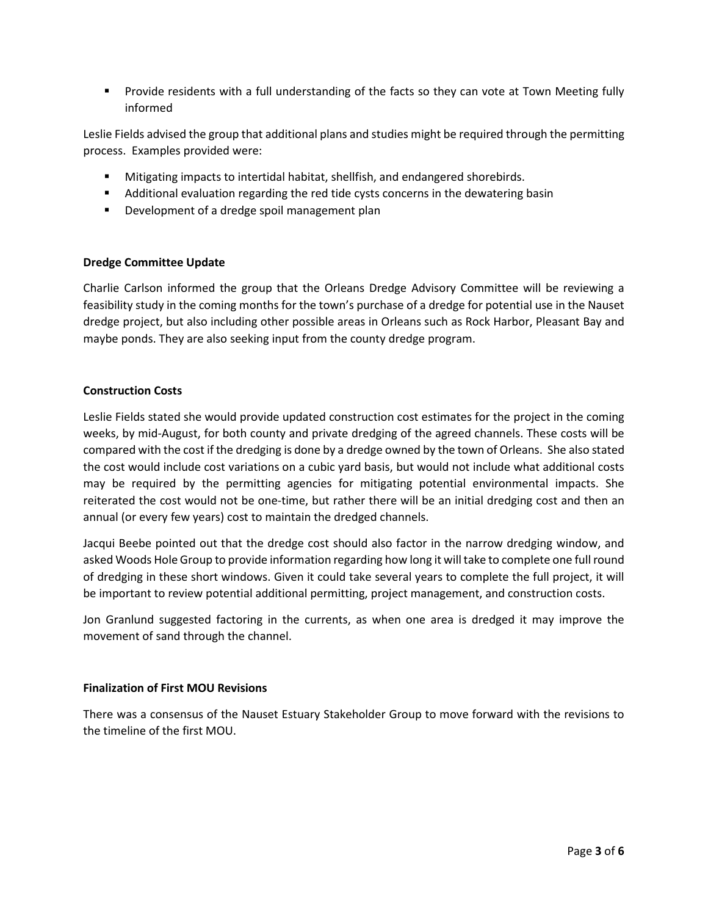- Provide residents with a full understanding of the facts so they can vote at Town Meeting fully informed

Leslie Fields advised the group that additional plans and studies might be required through the permitting process. Examples provided were:

- Mitigating impacts to intertidal habitat, shellfish, and endangered shorebirds.
- Additional evaluation regarding the red tide cysts concerns in the dewatering basin
- Development of a dredge spoil management plan

**Dredge Committee Update**

Charlie Carlson informed the group that the Orleans Dredge Advisory Committee will be reviewing a feasibility study in the coming months for the town's purchase of a dredge for potential use in the Nauset dredge project, but also including other possible areas in Orleans such as Rock Harbor, Pleasant Bay and maybe ponds. They are also seeking input from the county dredge program.

**Construction Costs**

Leslie Fields stated she would provide updated construction cost estimates for the project in the coming weeks, by mid-August, for both county and private dredging of the agreed channels. These costs will be compared with the cost if the dredging is done by a dredge owned by the town of Orleans. She also stated the cost would include cost variations on a cubic yard basis, but would not include what additional costs may be required by the permitting agencies for mitigating potential environmental impacts. She reiterated the cost would not be one-time, but rather there will be an initial dredging cost and then an annual (or every few years) cost to maintain the dredged channels.

Jacqui Beebe pointed out that the dredge cost should also factor in the narrow dredging window, and asked Woods Hole Group to provide information regarding how long it will take to complete one full round of dredging in these short windows. Given it could take several years to complete the full project, it will be important to review potential additional permitting, project management, and construction costs.

Jon Granlund suggested factoring in the currents, as when one area is dredged it may improve the movement of sand through the channel.

**Finalization of First MOU Revisions**

There was a consensus of the Nauset Estuary Stakeholder Group to move forward with the revisions to the timeline of the first MOU.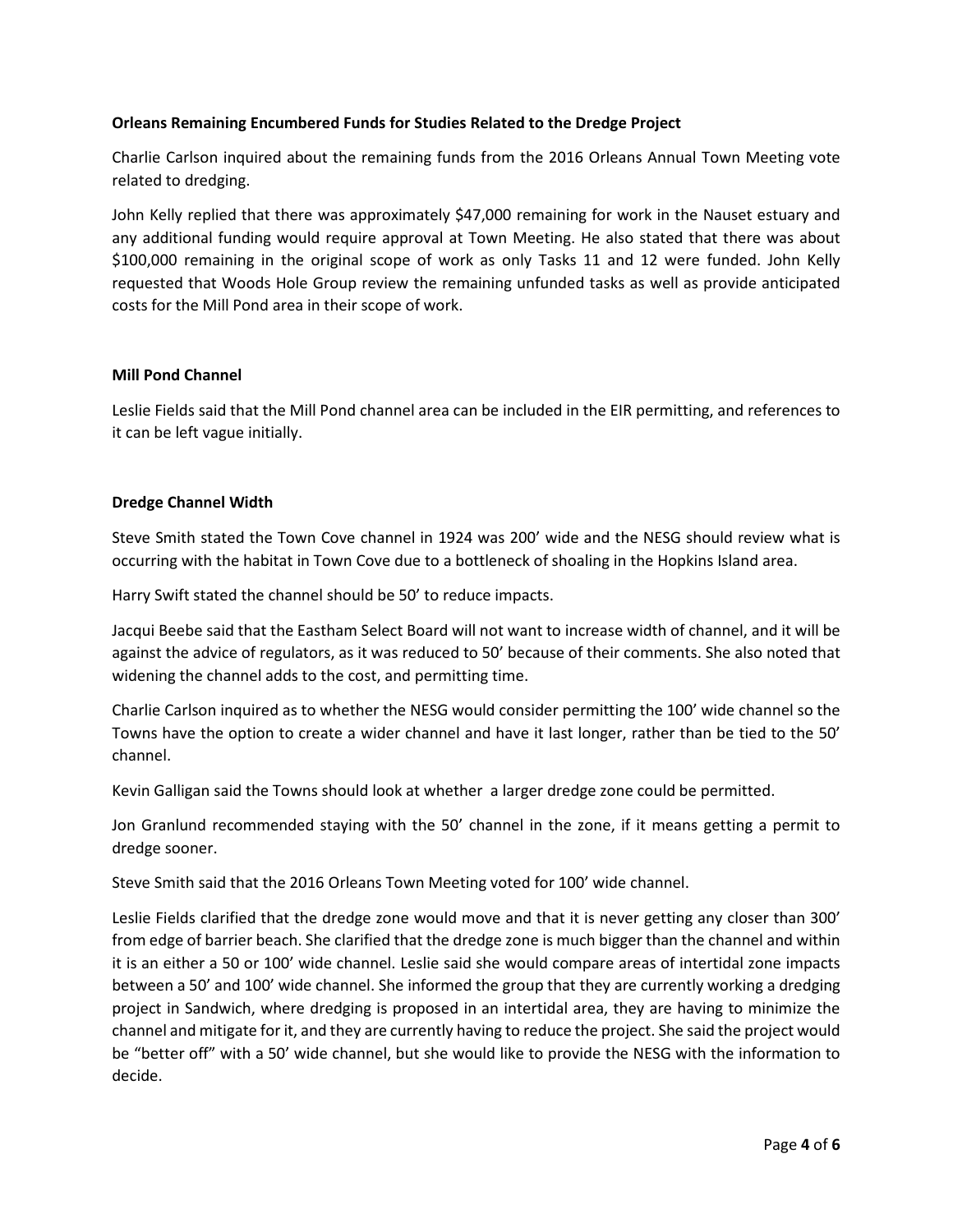**Orleans Remaining Encumbered Funds for Studies Related to the Dredge Project**

Charlie Carlson inquired about the remaining funds from the 2016 Orleans Annual Town Meeting vote related to dredging.

John Kelly replied that there was approximately $47,000 remaining for work in the Nauset estuary and any additional funding would require approval at Town Meeting. He also stated that there was about $100,000 remaining in the original scope of work as only Tasks 11 and 12 were funded. John Kelly requested that Woods Hole Group review the remaining unfunded tasks as well as provide anticipated costs for the Mill Pond area in their scope of work.

**Mill Pond Channel**

Leslie Fields said that the Mill Pond channel area can be included in the EIR permitting, and references to it can be left vague initially.

**Dredge Channel Width**

Steve Smith stated the Town Cove channel in 1924 was 200' wide and the NESG should review what is occurring with the habitat in Town Cove due to a bottleneck of shoaling in the Hopkins Island area.

Harry Swift stated the channel should be 50' to reduce impacts.

Jacqui Beebe said that the Eastham Select Board will not want to increase width of channel, and it will be against the advice of regulators, as it was reduced to 50' because of their comments. She also noted that widening the channel adds to the cost, and permitting time.

Charlie Carlson inquired as to whether the NESG would consider permitting the 100' wide channel so the Towns have the option to create a wider channel and have it last longer, rather than be tied to the 50' channel.

Kevin Galligan said the Towns should look at whether a larger dredge zone could be permitted.

Jon Granlund recommended staying with the 50' channel in the zone, if it means getting a permit to dredge sooner.

Steve Smith said that the 2016 Orleans Town Meeting voted for 100' wide channel.

Leslie Fields clarified that the dredge zone would move and that it is never getting any closer than 300' from edge of barrier beach. She clarified that the dredge zone is much bigger than the channel and within it is an either a 50 or 100' wide channel. Leslie said she would compare areas of intertidal zone impacts between a 50' and 100' wide channel. She informed the group that they are currently working a dredging project in Sandwich, where dredging is proposed in an intertidal area, they are having to minimize the channel and mitigate for it, and they are currently having to reduce the project. She said the project would be "better off" with a 50' wide channel, but she would like to provide the NESG with the information to decide.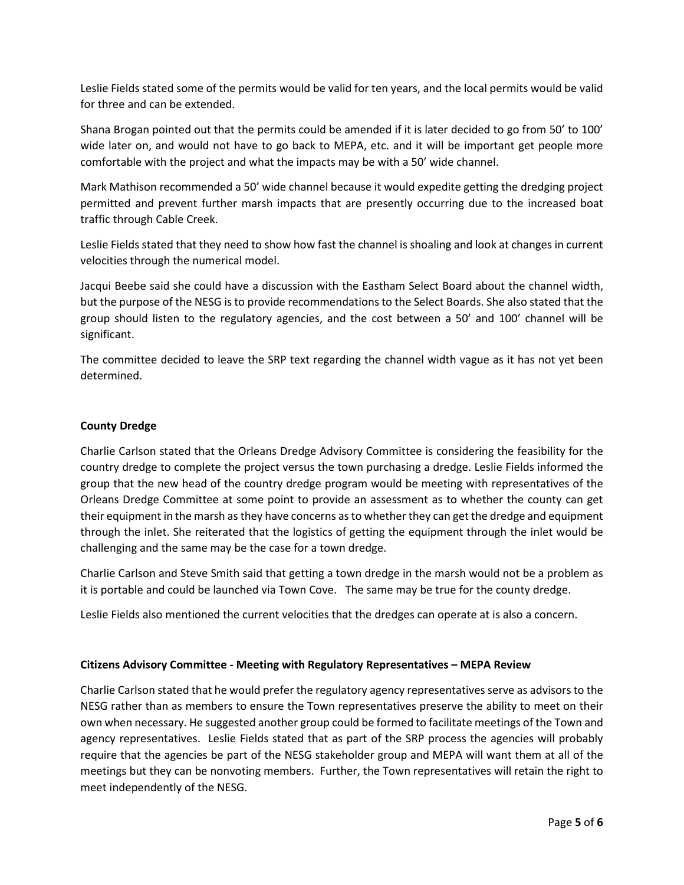Leslie Fields stated some of the permits would be valid for ten years, and the local permits would be valid for three and can be extended.

Shana Brogan pointed out that the permits could be amended if it is later decided to go from 50' to 100' wide later on, and would not have to go back to MEPA, etc. and it will be important get people more comfortable with the project and what the impacts may be with a 50' wide channel.

Mark Mathison recommended a 50' wide channel because it would expedite getting the dredging project permitted and prevent further marsh impacts that are presently occurring due to the increased boat traffic through Cable Creek.

Leslie Fields stated that they need to show how fast the channel is shoaling and look at changes in current velocities through the numerical model.

Jacqui Beebe said she could have a discussion with the Eastham Select Board about the channel width, but the purpose of the NESG is to provide recommendations to the Select Boards. She also stated that the group should listen to the regulatory agencies, and the cost between a 50' and 100' channel will be significant.

The committee decided to leave the SRP text regarding the channel width vague as it has not yet been determined.

**County Dredge**

Charlie Carlson stated that the Orleans Dredge Advisory Committee is considering the feasibility for the country dredge to complete the project versus the town purchasing a dredge. Leslie Fields informed the group that the new head of the country dredge program would be meeting with representatives of the Orleans Dredge Committee at some point to provide an assessment as to whether the county can get their equipment in the marsh as they have concerns as to whether they can get the dredge and equipment through the inlet. She reiterated that the logistics of getting the equipment through the inlet would be challenging and the same may be the case for a town dredge.

Charlie Carlson and Steve Smith said that getting a town dredge in the marsh would not be a problem as it is portable and could be launched via Town Cove. The same may be true for the county dredge.

Leslie Fields also mentioned the current velocities that the dredges can operate at is also a concern.

**Citizens Advisory Committee - Meeting with Regulatory Representatives – MEPA Review**

Charlie Carlson stated that he would prefer the regulatory agency representatives serve as advisors to the NESG rather than as members to ensure the Town representatives preserve the ability to meet on their own when necessary. He suggested another group could be formed to facilitate meetings of the Town and agency representatives. Leslie Fields stated that as part of the SRP process the agencies will probably require that the agencies be part of the NESG stakeholder group and MEPA will want them at all of the meetings but they can be nonvoting members. Further, the Town representatives will retain the right to meet independently of the NESG.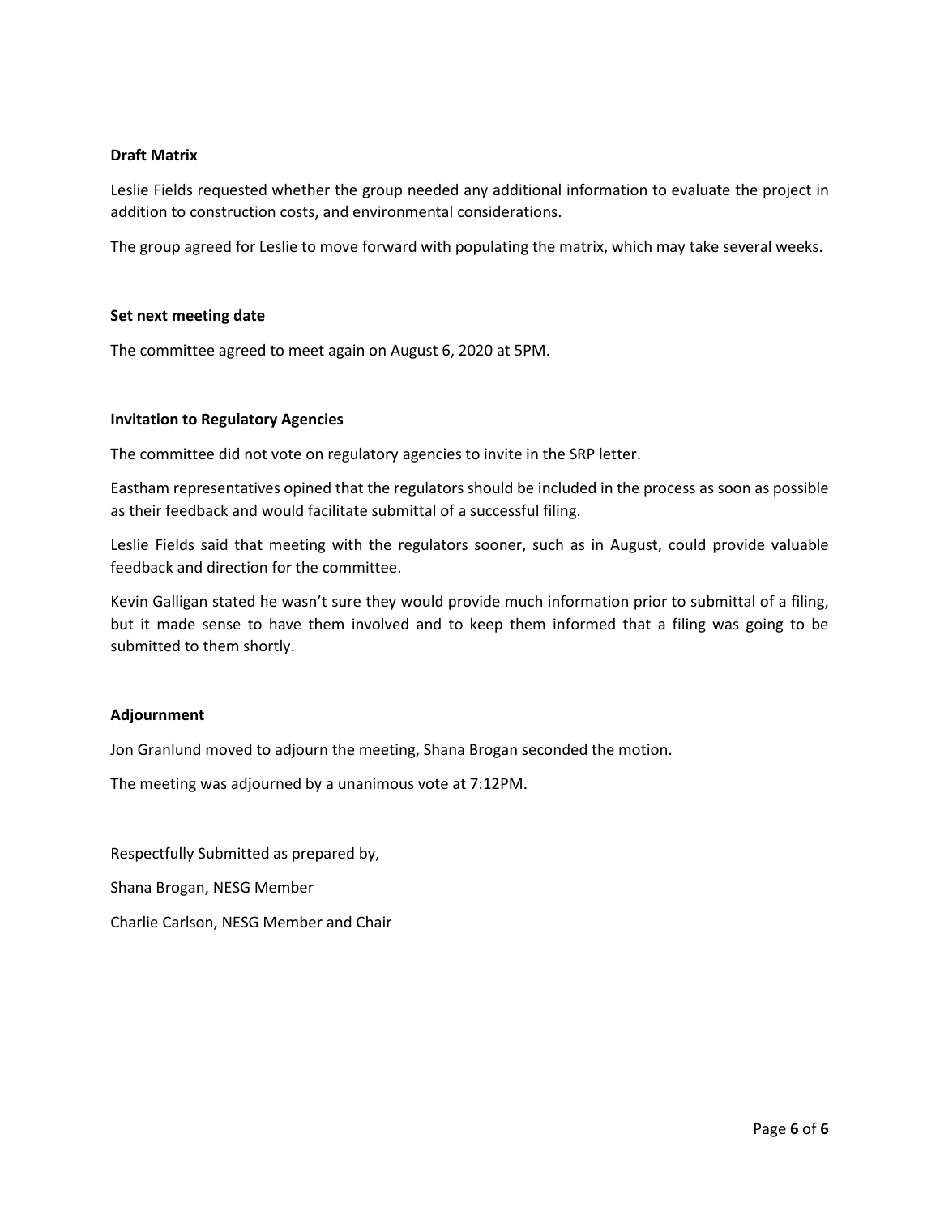**Draft Matrix**

Leslie Fields requested whether the group needed any additional information to evaluate the project in addition to construction costs, and environmental considerations.

The group agreed for Leslie to move forward with populating the matrix, which may take several weeks.

**Set next meeting date**

The committee agreed to meet again on August 6, 2020 at 5PM.

**Invitation to Regulatory Agencies**

The committee did not vote on regulatory agencies to invite in the SRP letter.

Eastham representatives opined that the regulators should be included in the process as soon as possible as their feedback and would facilitate submittal of a successful filing.

Leslie Fields said that meeting with the regulators sooner, such as in August, could provide valuable feedback and direction for the committee.

Kevin Galligan stated he wasn't sure they would provide much information prior to submittal of a filing, but it made sense to have them involved and to keep them informed that a filing was going to be submitted to them shortly.

**Adjournment**

Jon Granlund moved to adjourn the meeting, Shana Brogan seconded the motion.

The meeting was adjourned by a unanimous vote at 7:12PM.

Respectfully Submitted as prepared by,

Shana Brogan, NESG Member

Charlie Carlson, NESG Member and Chair